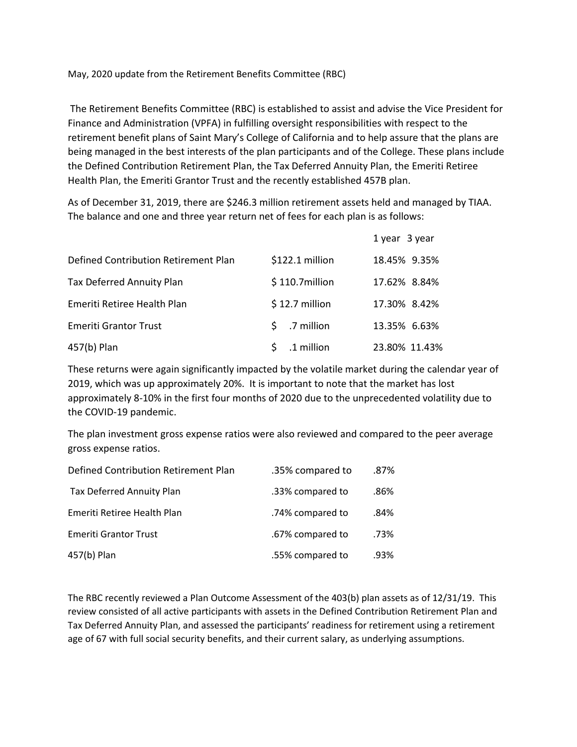May, 2020 update from the Retirement Benefits Committee (RBC)

The Retirement Benefits Committee (RBC) is established to assist and advise the Vice President for Finance and Administration (VPFA) in fulfilling oversight responsibilities with respect to the retirement benefit plans of Saint Mary's College of California and to help assure that the plans are being managed in the best interests of the plan participants and of the College. These plans include the Defined Contribution Retirement Plan, the Tax Deferred Annuity Plan, the Emeriti Retiree Health Plan, the Emeriti Grantor Trust and the recently established 457B plan.

As of December 31, 2019, there are $246.3 million retirement assets held and managed by TIAA. The balance and one and three year return net of fees for each plan is as follows:

| | | 1 year | 3 year |
|---|---|---|---|
| Defined Contribution Retirement Plan | $122.1 million | 18.45% | 9.35% |
| Tax Deferred Annuity Plan | $ 110.7million | 17.62% | 8.84% |
| Emeriti Retiree Health Plan | $ 12.7 million | 17.30% | 8.42% |
| Emeriti Grantor Trust | $ .7 million | 13.35% | 6.63% |
| 457(b) Plan | $ .1 million | 23.80% | 11.43% |

These returns were again significantly impacted by the volatile market during the calendar year of 2019, which was up approximately 20%. It is important to note that the market has lost approximately 8-10% in the first four months of 2020 due to the unprecedented volatility due to the COVID-19 pandemic.

The plan investment gross expense ratios were also reviewed and compared to the peer average gross expense ratios.

| | | |
|---|---|---|
| Defined Contribution Retirement Plan | .35% compared to | .87% |
| Tax Deferred Annuity Plan | .33% compared to | .86% |
| Emeriti Retiree Health Plan | .74% compared to | .84% |
| Emeriti Grantor Trust | .67% compared to | .73% |
| 457(b) Plan | .55% compared to | .93% |

The RBC recently reviewed a Plan Outcome Assessment of the 403(b) plan assets as of 12/31/19. This review consisted of all active participants with assets in the Defined Contribution Retirement Plan and Tax Deferred Annuity Plan, and assessed the participants' readiness for retirement using a retirement age of 67 with full social security benefits, and their current salary, as underlying assumptions.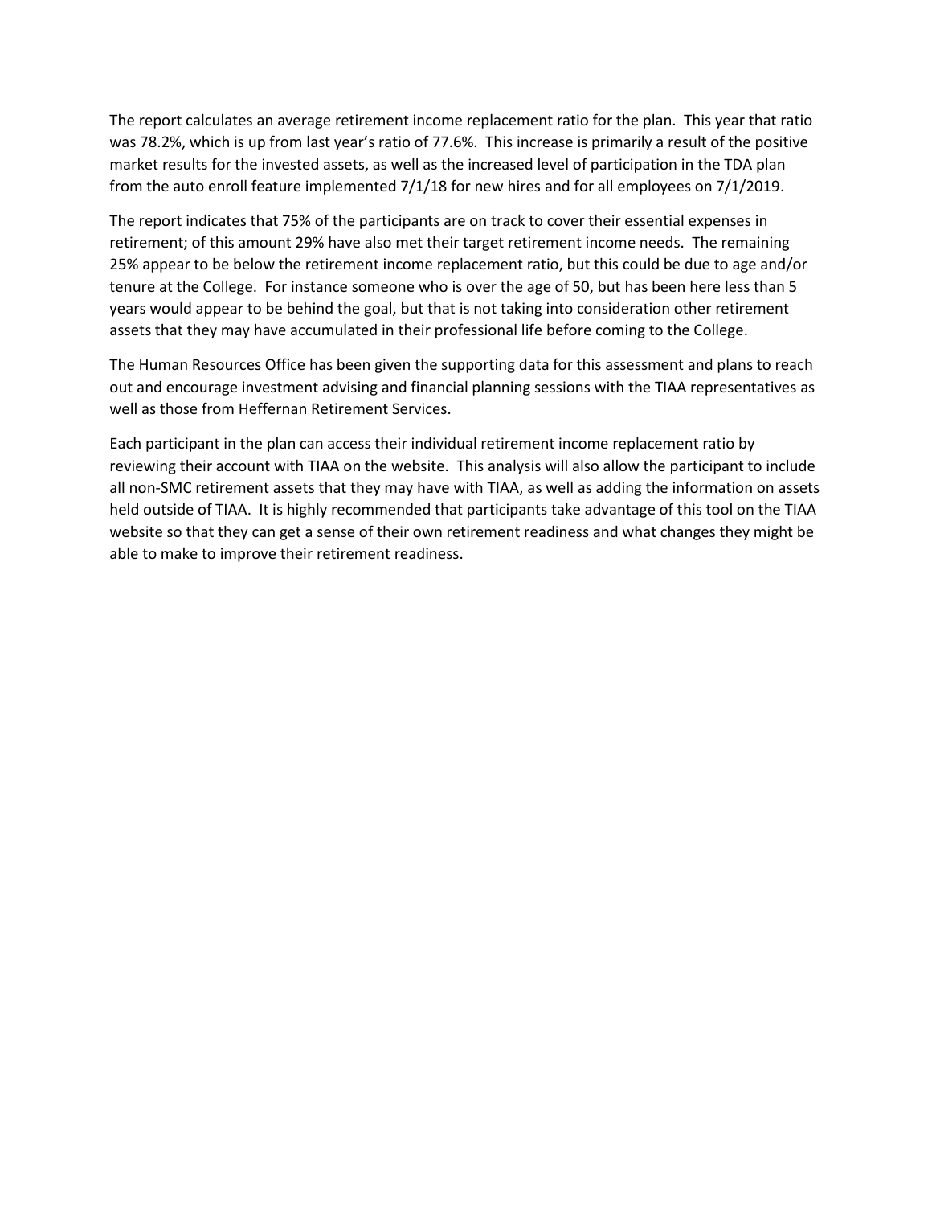The report calculates an average retirement income replacement ratio for the plan. This year that ratio was 78.2%, which is up from last year's ratio of 77.6%. This increase is primarily a result of the positive market results for the invested assets, as well as the increased level of participation in the TDA plan from the auto enroll feature implemented 7/1/18 for new hires and for all employees on 7/1/2019.

The report indicates that 75% of the participants are on track to cover their essential expenses in retirement; of this amount 29% have also met their target retirement income needs. The remaining 25% appear to be below the retirement income replacement ratio, but this could be due to age and/or tenure at the College. For instance someone who is over the age of 50, but has been here less than 5 years would appear to be behind the goal, but that is not taking into consideration other retirement assets that they may have accumulated in their professional life before coming to the College.

The Human Resources Office has been given the supporting data for this assessment and plans to reach out and encourage investment advising and financial planning sessions with the TIAA representatives as well as those from Heffernan Retirement Services.

Each participant in the plan can access their individual retirement income replacement ratio by reviewing their account with TIAA on the website. This analysis will also allow the participant to include all non-SMC retirement assets that they may have with TIAA, as well as adding the information on assets held outside of TIAA. It is highly recommended that participants take advantage of this tool on the TIAA website so that they can get a sense of their own retirement readiness and what changes they might be able to make to improve their retirement readiness.